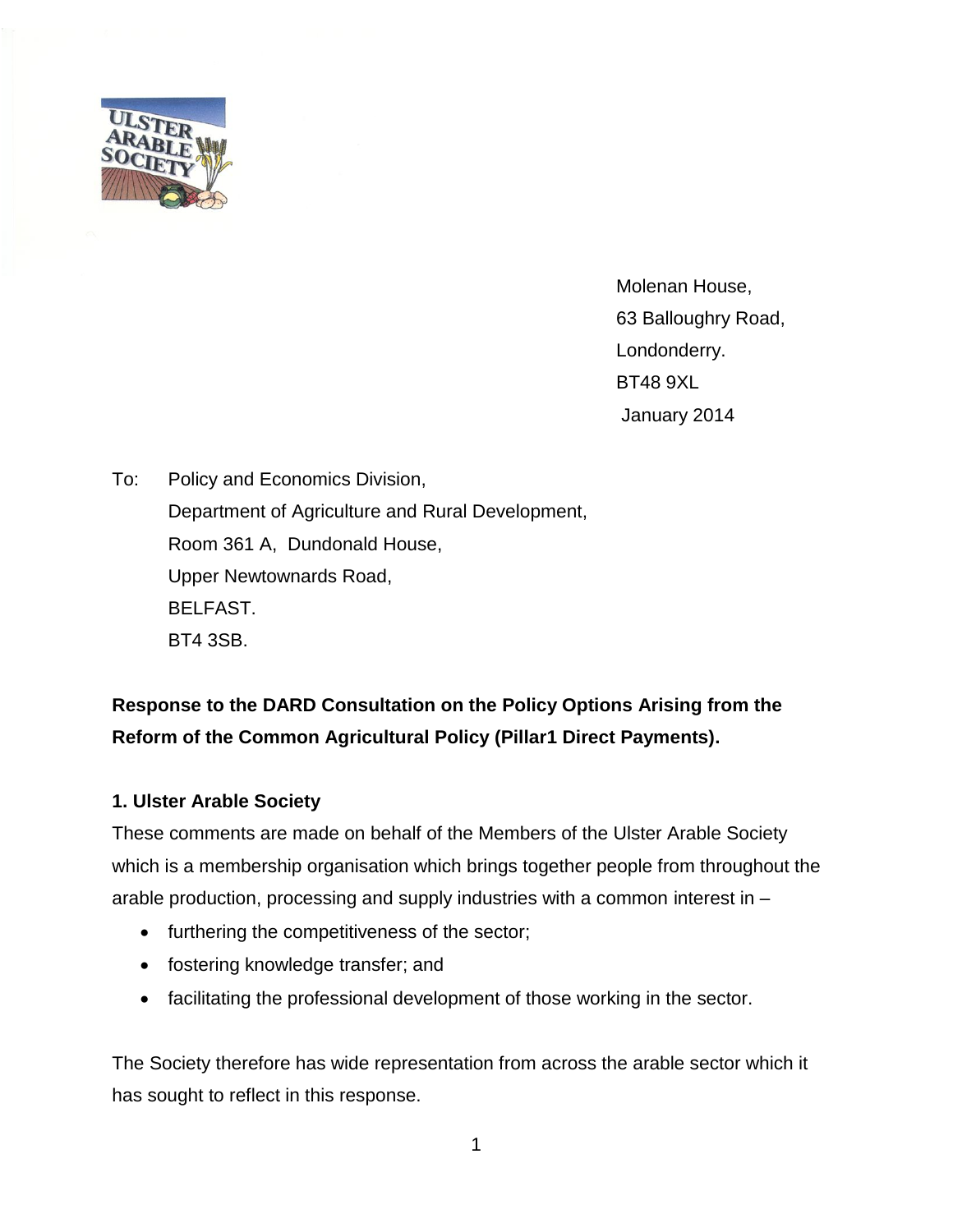Molenan House,
63 Balloughry Road,
Londonderry.
BT48 9XL
January 2014

To: Policy and Economics Division,
Department of Agriculture and Rural Development,
Room 361 A, Dundonald House,
Upper Newtownards Road,
BELFAST.
BT4 3SB.

**Response to the DARD Consultation on the Policy Options Arising from the Reform of the Common Agricultural Policy (Pillar1 Direct Payments).**

**1. Ulster Arable Society**

These comments are made on behalf of the Members of the Ulster Arable Society which is a membership organisation which brings together people from throughout the arable production, processing and supply industries with a common interest in –

- furthering the competitiveness of the sector;
- fostering knowledge transfer; and
- facilitating the professional development of those working in the sector.

The Society therefore has wide representation from across the arable sector which it has sought to reflect in this response.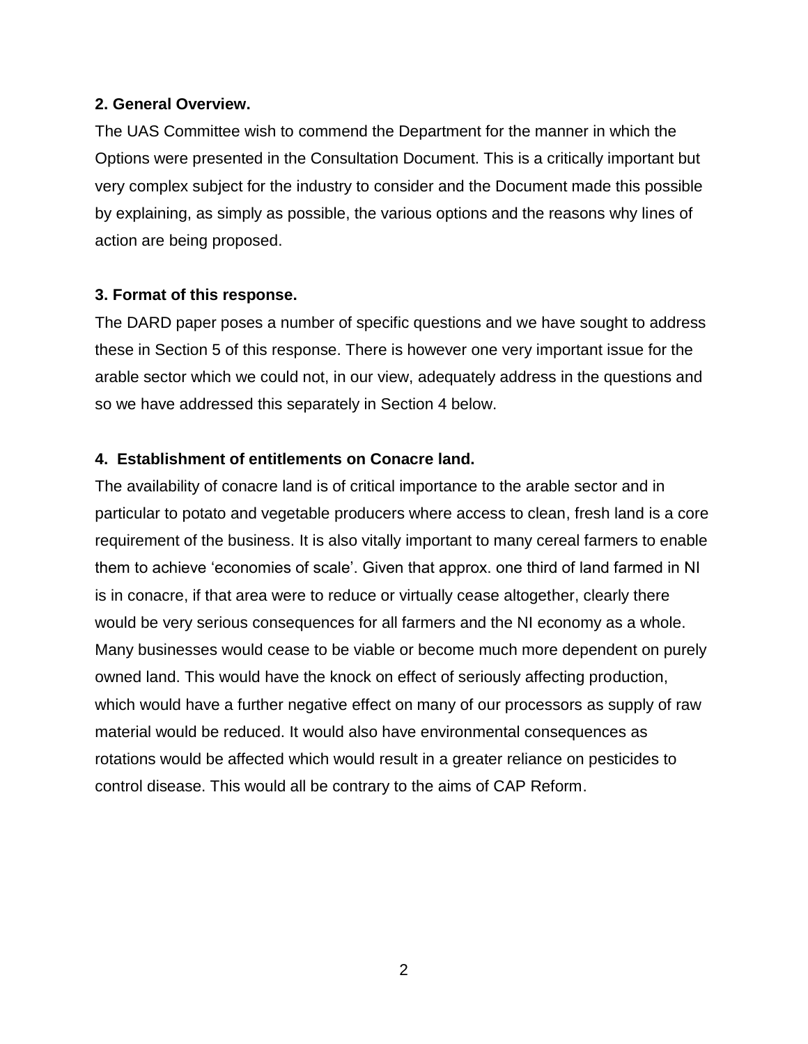**2. General Overview.**

The UAS Committee wish to commend the Department for the manner in which the Options were presented in the Consultation Document. This is a critically important but very complex subject for the industry to consider and the Document made this possible by explaining, as simply as possible, the various options and the reasons why lines of action are being proposed.

**3. Format of this response.**

The DARD paper poses a number of specific questions and we have sought to address these in Section 5 of this response. There is however one very important issue for the arable sector which we could not, in our view, adequately address in the questions and so we have addressed this separately in Section 4 below.

**4. Establishment of entitlements on Conacre land.**

The availability of conacre land is of critical importance to the arable sector and in particular to potato and vegetable producers where access to clean, fresh land is a core requirement of the business. It is also vitally important to many cereal farmers to enable them to achieve 'economies of scale'. Given that approx. one third of land farmed in NI is in conacre, if that area were to reduce or virtually cease altogether, clearly there would be very serious consequences for all farmers and the NI economy as a whole. Many businesses would cease to be viable or become much more dependent on purely owned land. This would have the knock on effect of seriously affecting production, which would have a further negative effect on many of our processors as supply of raw material would be reduced. It would also have environmental consequences as rotations would be affected which would result in a greater reliance on pesticides to control disease. This would all be contrary to the aims of CAP Reform.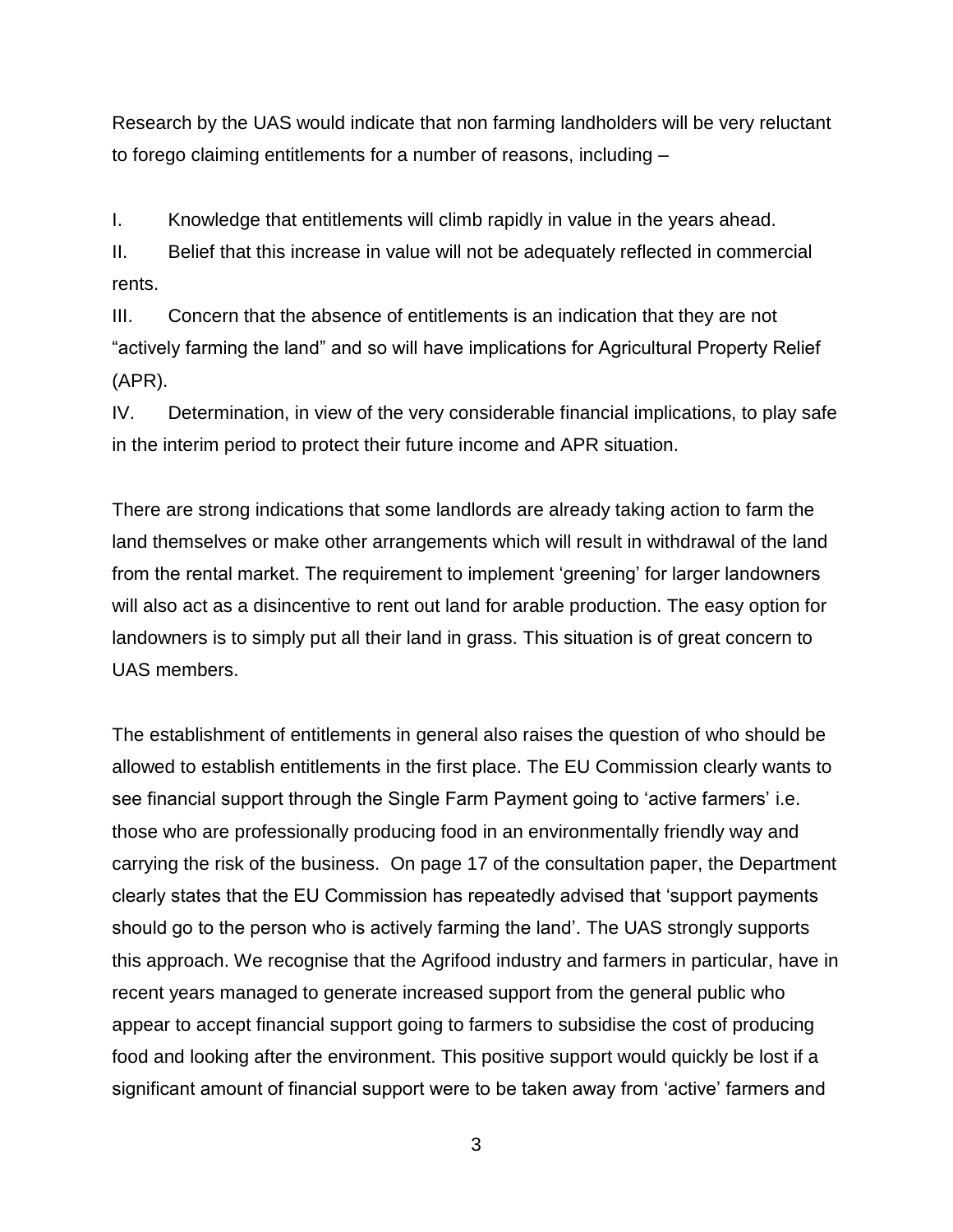Research by the UAS would indicate that non farming landholders will be very reluctant to forego claiming entitlements for a number of reasons, including –

I. Knowledge that entitlements will climb rapidly in value in the years ahead.

II. Belief that this increase in value will not be adequately reflected in commercial rents.

III. Concern that the absence of entitlements is an indication that they are not "actively farming the land" and so will have implications for Agricultural Property Relief (APR).

IV. Determination, in view of the very considerable financial implications, to play safe in the interim period to protect their future income and APR situation.

There are strong indications that some landlords are already taking action to farm the land themselves or make other arrangements which will result in withdrawal of the land from the rental market. The requirement to implement 'greening' for larger landowners will also act as a disincentive to rent out land for arable production. The easy option for landowners is to simply put all their land in grass. This situation is of great concern to UAS members.

The establishment of entitlements in general also raises the question of who should be allowed to establish entitlements in the first place. The EU Commission clearly wants to see financial support through the Single Farm Payment going to 'active farmers' i.e. those who are professionally producing food in an environmentally friendly way and carrying the risk of the business. On page 17 of the consultation paper, the Department clearly states that the EU Commission has repeatedly advised that 'support payments should go to the person who is actively farming the land'. The UAS strongly supports this approach. We recognise that the Agrifood industry and farmers in particular, have in recent years managed to generate increased support from the general public who appear to accept financial support going to farmers to subsidise the cost of producing food and looking after the environment. This positive support would quickly be lost if a significant amount of financial support were to be taken away from 'active' farmers and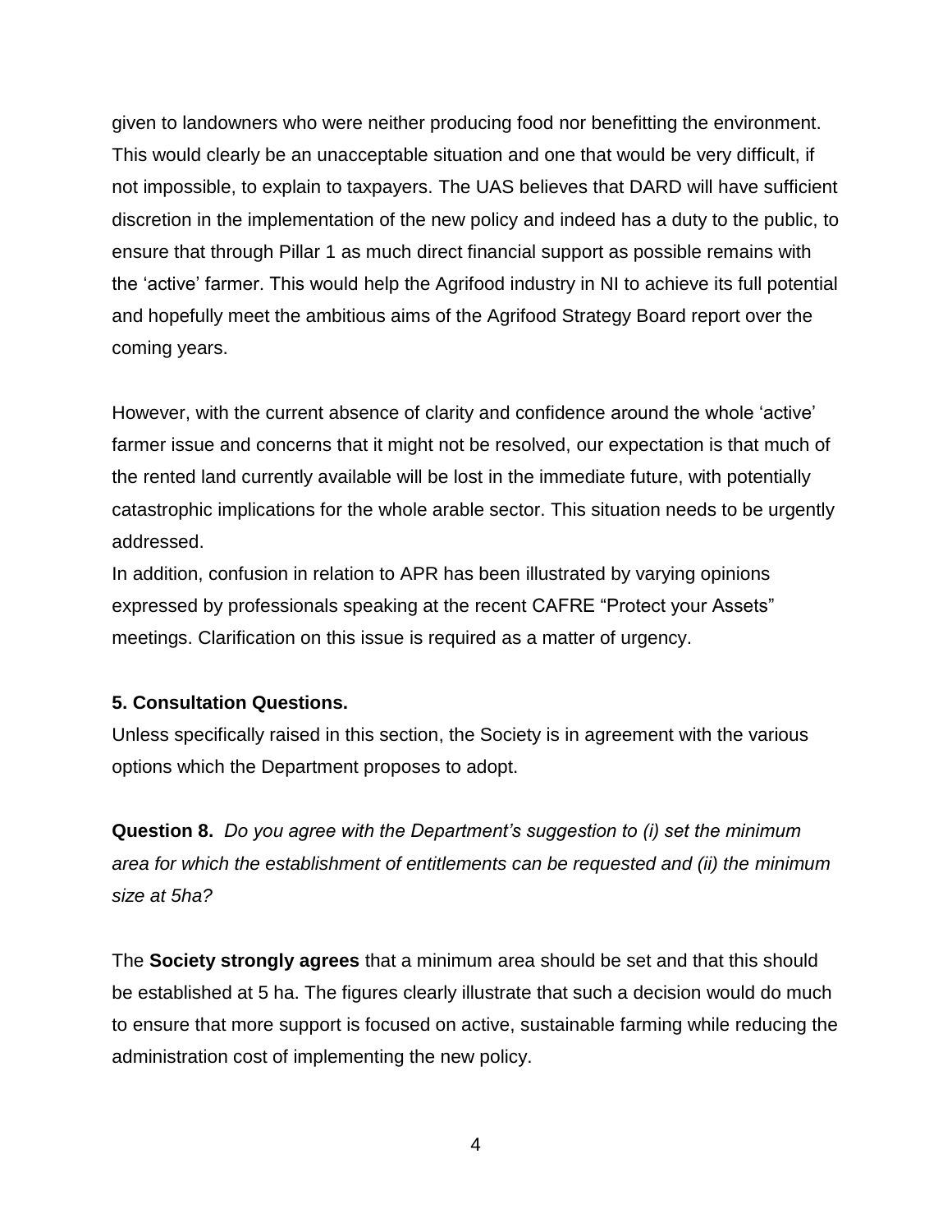given to landowners who were neither producing food nor benefitting the environment. This would clearly be an unacceptable situation and one that would be very difficult, if not impossible, to explain to taxpayers. The UAS believes that DARD will have sufficient discretion in the implementation of the new policy and indeed has a duty to the public, to ensure that through Pillar 1 as much direct financial support as possible remains with the 'active' farmer. This would help the Agrifood industry in NI to achieve its full potential and hopefully meet the ambitious aims of the Agrifood Strategy Board report over the coming years.

However, with the current absence of clarity and confidence around the whole 'active' farmer issue and concerns that it might not be resolved, our expectation is that much of the rented land currently available will be lost in the immediate future, with potentially catastrophic implications for the whole arable sector. This situation needs to be urgently addressed.

In addition, confusion in relation to APR has been illustrated by varying opinions expressed by professionals speaking at the recent CAFRE "Protect your Assets" meetings. Clarification on this issue is required as a matter of urgency.

**5. Consultation Questions.**

Unless specifically raised in this section, the Society is in agreement with the various options which the Department proposes to adopt.

**Question 8.** *Do you agree with the Department's suggestion to (i) set the minimum area for which the establishment of entitlements can be requested and (ii) the minimum size at 5ha?*

The **Society strongly agrees** that a minimum area should be set and that this should be established at 5 ha. The figures clearly illustrate that such a decision would do much to ensure that more support is focused on active, sustainable farming while reducing the administration cost of implementing the new policy.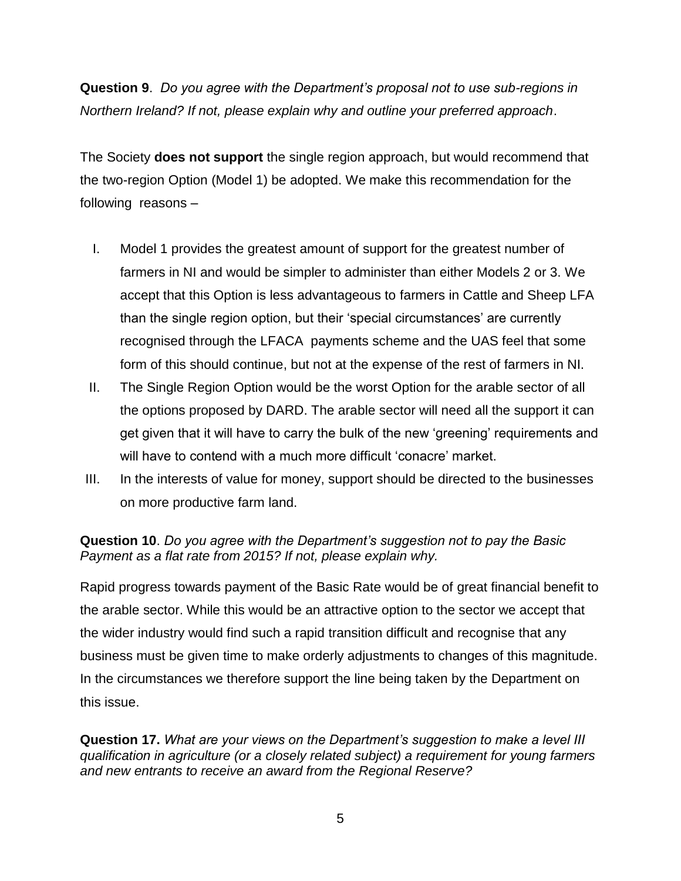**Question 9**. *Do you agree with the Department's proposal not to use sub-regions in Northern Ireland? If not, please explain why and outline your preferred approach*.

The Society **does not support** the single region approach, but would recommend that the two-region Option (Model 1) be adopted. We make this recommendation for the following reasons –

I. Model 1 provides the greatest amount of support for the greatest number of farmers in NI and would be simpler to administer than either Models 2 or 3. We accept that this Option is less advantageous to farmers in Cattle and Sheep LFA than the single region option, but their 'special circumstances' are currently recognised through the LFACA payments scheme and the UAS feel that some form of this should continue, but not at the expense of the rest of farmers in NI.
II. The Single Region Option would be the worst Option for the arable sector of all the options proposed by DARD. The arable sector will need all the support it can get given that it will have to carry the bulk of the new 'greening' requirements and will have to contend with a much more difficult 'conacre' market.
III. In the interests of value for money, support should be directed to the businesses on more productive farm land.

**Question 10**. *Do you agree with the Department's suggestion not to pay the Basic Payment as a flat rate from 2015? If not, please explain why.*

Rapid progress towards payment of the Basic Rate would be of great financial benefit to the arable sector. While this would be an attractive option to the sector we accept that the wider industry would find such a rapid transition difficult and recognise that any business must be given time to make orderly adjustments to changes of this magnitude. In the circumstances we therefore support the line being taken by the Department on this issue.

**Question 17.** *What are your views on the Department's suggestion to make a level III qualification in agriculture (or a closely related subject) a requirement for young farmers and new entrants to receive an award from the Regional Reserve?*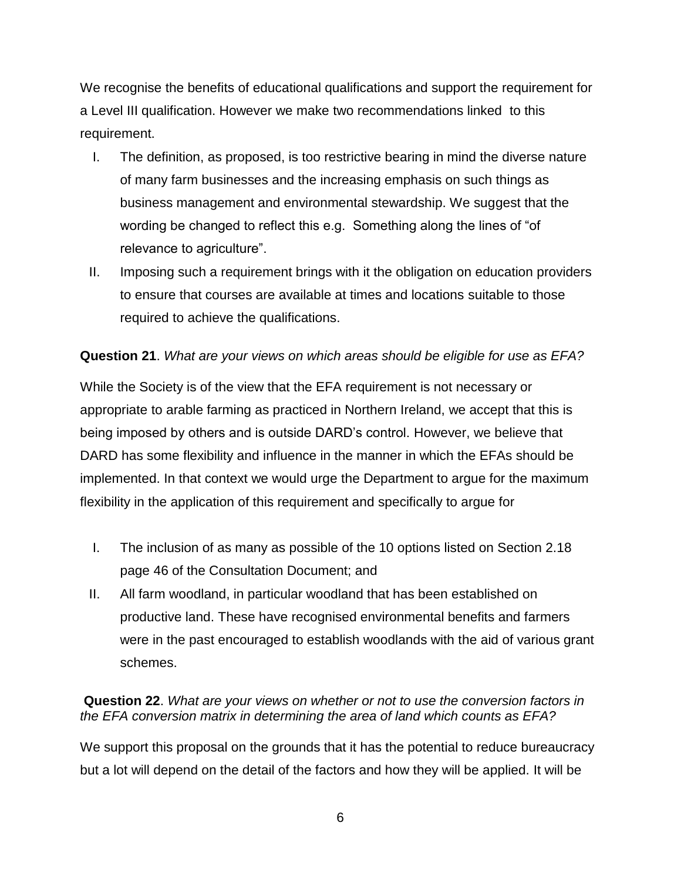We recognise the benefits of educational qualifications and support the requirement for a Level III qualification. However we make two recommendations linked to this requirement.

I. The definition, as proposed, is too restrictive bearing in mind the diverse nature of many farm businesses and the increasing emphasis on such things as business management and environmental stewardship. We suggest that the wording be changed to reflect this e.g. Something along the lines of "of relevance to agriculture".

II. Imposing such a requirement brings with it the obligation on education providers to ensure that courses are available at times and locations suitable to those required to achieve the qualifications.

**Question 21**. *What are your views on which areas should be eligible for use as EFA?*

While the Society is of the view that the EFA requirement is not necessary or appropriate to arable farming as practiced in Northern Ireland, we accept that this is being imposed by others and is outside DARD's control. However, we believe that DARD has some flexibility and influence in the manner in which the EFAs should be implemented. In that context we would urge the Department to argue for the maximum flexibility in the application of this requirement and specifically to argue for

I. The inclusion of as many as possible of the 10 options listed on Section 2.18 page 46 of the Consultation Document; and

II. All farm woodland, in particular woodland that has been established on productive land. These have recognised environmental benefits and farmers were in the past encouraged to establish woodlands with the aid of various grant schemes.

**Question 22**. *What are your views on whether or not to use the conversion factors in the EFA conversion matrix in determining the area of land which counts as EFA?*

We support this proposal on the grounds that it has the potential to reduce bureaucracy but a lot will depend on the detail of the factors and how they will be applied. It will be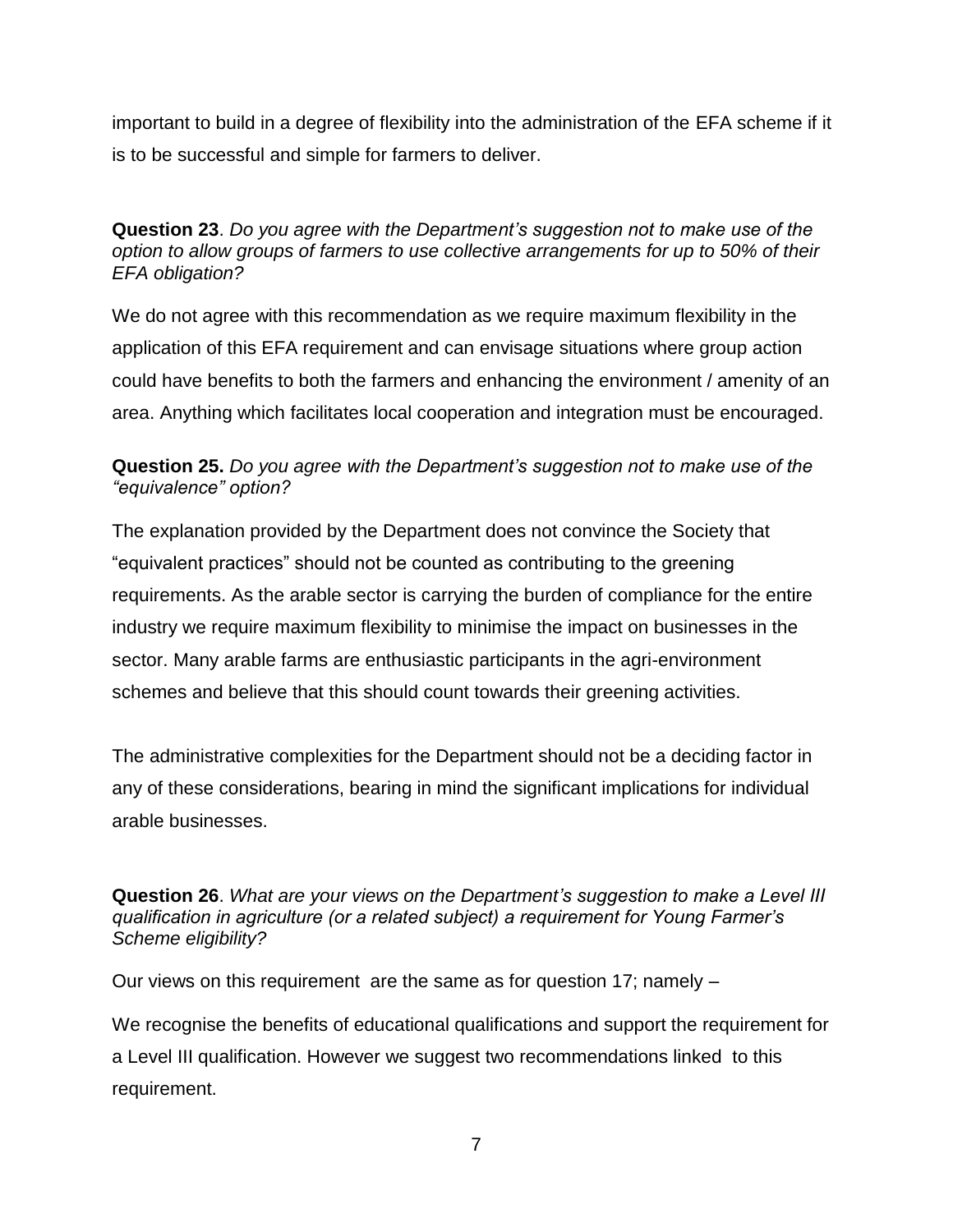important to build in a degree of flexibility into the administration of the EFA scheme if it is to be successful and simple for farmers to deliver.

**Question 23**. *Do you agree with the Department's suggestion not to make use of the option to allow groups of farmers to use collective arrangements for up to 50% of their EFA obligation?*

We do not agree with this recommendation as we require maximum flexibility in the application of this EFA requirement and can envisage situations where group action could have benefits to both the farmers and enhancing the environment / amenity of an area. Anything which facilitates local cooperation and integration must be encouraged.

**Question 25.** *Do you agree with the Department's suggestion not to make use of the "equivalence" option?*

The explanation provided by the Department does not convince the Society that "equivalent practices" should not be counted as contributing to the greening requirements. As the arable sector is carrying the burden of compliance for the entire industry we require maximum flexibility to minimise the impact on businesses in the sector. Many arable farms are enthusiastic participants in the agri-environment schemes and believe that this should count towards their greening activities.

The administrative complexities for the Department should not be a deciding factor in any of these considerations, bearing in mind the significant implications for individual arable businesses.

**Question 26**. *What are your views on the Department's suggestion to make a Level III qualification in agriculture (or a related subject) a requirement for Young Farmer's Scheme eligibility?*

Our views on this requirement are the same as for question 17; namely –

We recognise the benefits of educational qualifications and support the requirement for a Level III qualification. However we suggest two recommendations linked to this requirement.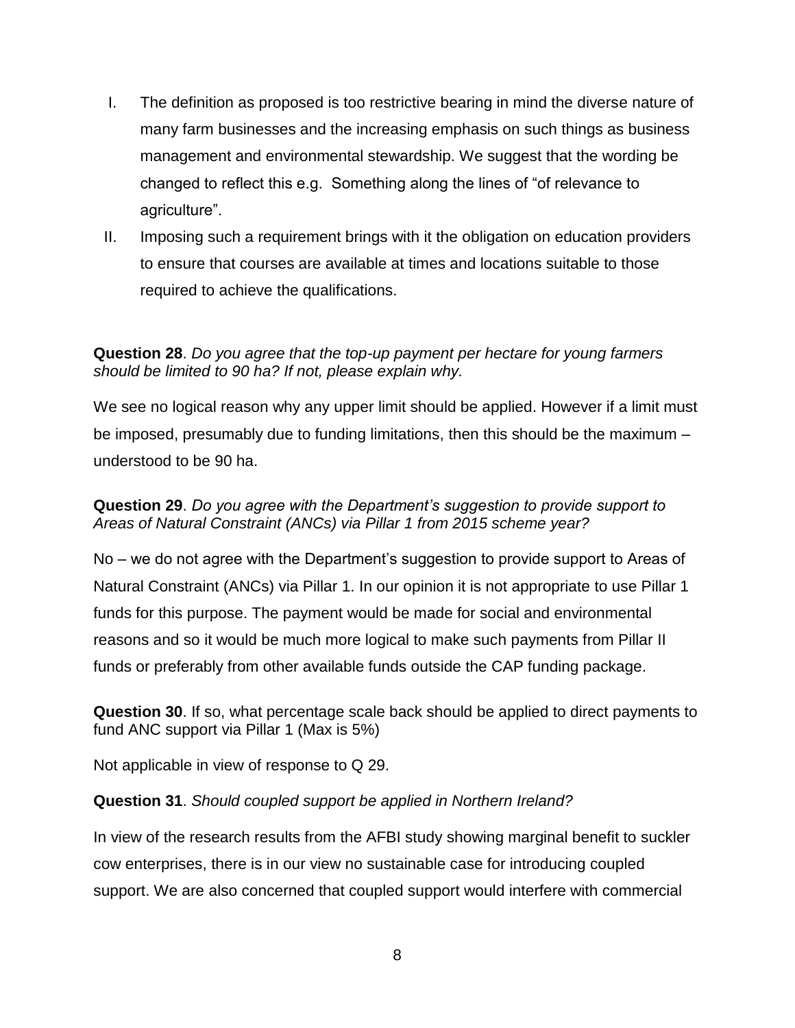I. The definition as proposed is too restrictive bearing in mind the diverse nature of many farm businesses and the increasing emphasis on such things as business management and environmental stewardship. We suggest that the wording be changed to reflect this e.g. Something along the lines of "of relevance to agriculture".
II. Imposing such a requirement brings with it the obligation on education providers to ensure that courses are available at times and locations suitable to those required to achieve the qualifications.

**Question 28**. *Do you agree that the top-up payment per hectare for young farmers should be limited to 90 ha? If not, please explain why.*

We see no logical reason why any upper limit should be applied. However if a limit must be imposed, presumably due to funding limitations, then this should be the maximum – understood to be 90 ha.

**Question 29**. *Do you agree with the Department's suggestion to provide support to Areas of Natural Constraint (ANCs) via Pillar 1 from 2015 scheme year?*

No – we do not agree with the Department's suggestion to provide support to Areas of Natural Constraint (ANCs) via Pillar 1. In our opinion it is not appropriate to use Pillar 1 funds for this purpose. The payment would be made for social and environmental reasons and so it would be much more logical to make such payments from Pillar II funds or preferably from other available funds outside the CAP funding package.

**Question 30**. If so, what percentage scale back should be applied to direct payments to fund ANC support via Pillar 1 (Max is 5%)

Not applicable in view of response to Q 29.

**Question 31**. *Should coupled support be applied in Northern Ireland?*

In view of the research results from the AFBI study showing marginal benefit to suckler cow enterprises, there is in our view no sustainable case for introducing coupled support. We are also concerned that coupled support would interfere with commercial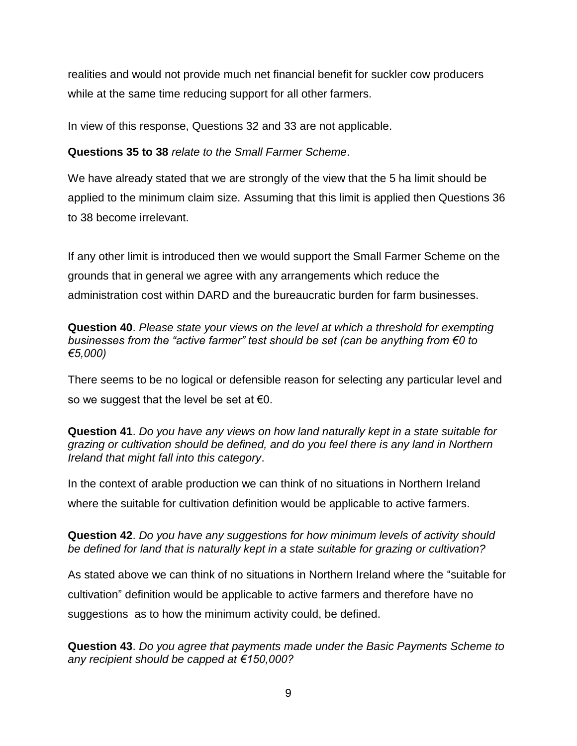realities and would not provide much net financial benefit for suckler cow producers while at the same time reducing support for all other farmers.

In view of this response, Questions 32 and 33 are not applicable.

**Questions 35 to 38** *relate to the Small Farmer Scheme*.

We have already stated that we are strongly of the view that the 5 ha limit should be applied to the minimum claim size. Assuming that this limit is applied then Questions 36 to 38 become irrelevant.

If any other limit is introduced then we would support the Small Farmer Scheme on the grounds that in general we agree with any arrangements which reduce the administration cost within DARD and the bureaucratic burden for farm businesses.

**Question 40**. *Please state your views on the level at which a threshold for exempting businesses from the "active farmer" test should be set (can be anything from €0 to €5,000)*

There seems to be no logical or defensible reason for selecting any particular level and so we suggest that the level be set at €0.

**Question 41**. *Do you have any views on how land naturally kept in a state suitable for grazing or cultivation should be defined, and do you feel there is any land in Northern Ireland that might fall into this category*.

In the context of arable production we can think of no situations in Northern Ireland where the suitable for cultivation definition would be applicable to active farmers.

**Question 42**. *Do you have any suggestions for how minimum levels of activity should be defined for land that is naturally kept in a state suitable for grazing or cultivation?*

As stated above we can think of no situations in Northern Ireland where the "suitable for cultivation" definition would be applicable to active farmers and therefore have no suggestions as to how the minimum activity could, be defined.

**Question 43**. *Do you agree that payments made under the Basic Payments Scheme to any recipient should be capped at €150,000?*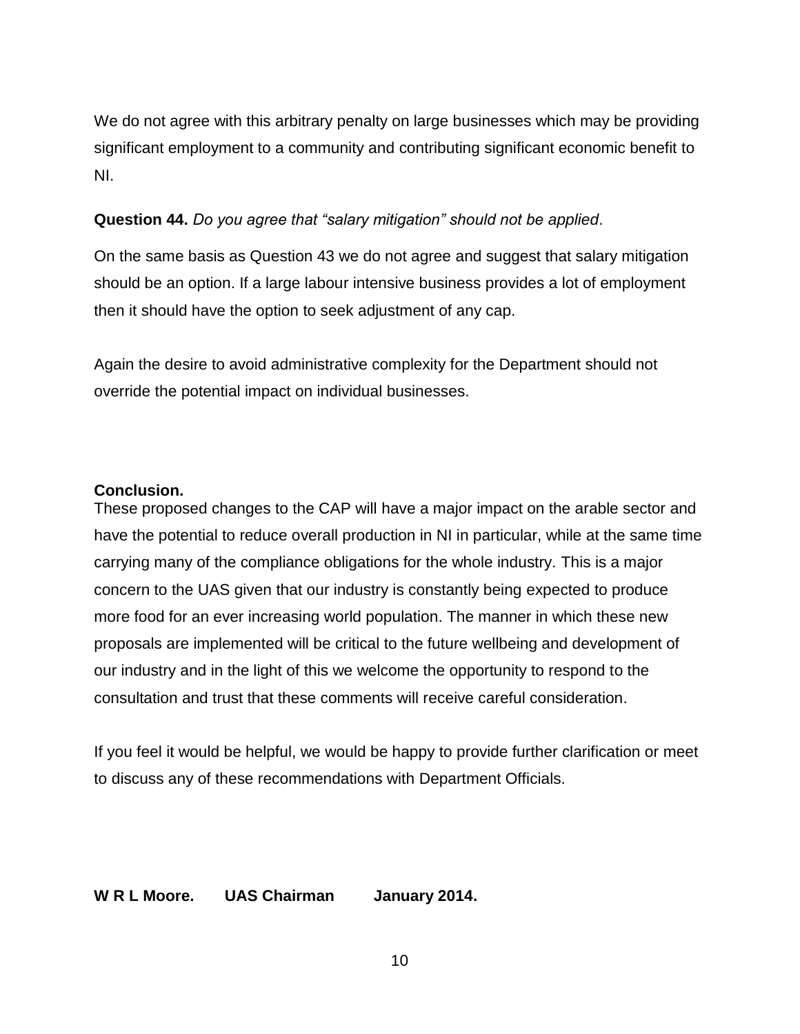We do not agree with this arbitrary penalty on large businesses which may be providing significant employment to a community and contributing significant economic benefit to NI.

**Question 44.** *Do you agree that "salary mitigation" should not be applied*.

On the same basis as Question 43 we do not agree and suggest that salary mitigation should be an option. If a large labour intensive business provides a lot of employment then it should have the option to seek adjustment of any cap.

Again the desire to avoid administrative complexity for the Department should not override the potential impact on individual businesses.

**Conclusion.**

These proposed changes to the CAP will have a major impact on the arable sector and have the potential to reduce overall production in NI in particular, while at the same time carrying many of the compliance obligations for the whole industry. This is a major concern to the UAS given that our industry is constantly being expected to produce more food for an ever increasing world population. The manner in which these new proposals are implemented will be critical to the future wellbeing and development of our industry and in the light of this we welcome the opportunity to respond to the consultation and trust that these comments will receive careful consideration.

If you feel it would be helpful, we would be happy to provide further clarification or meet to discuss any of these recommendations with Department Officials.

**W R L Moore. UAS Chairman January 2014.**